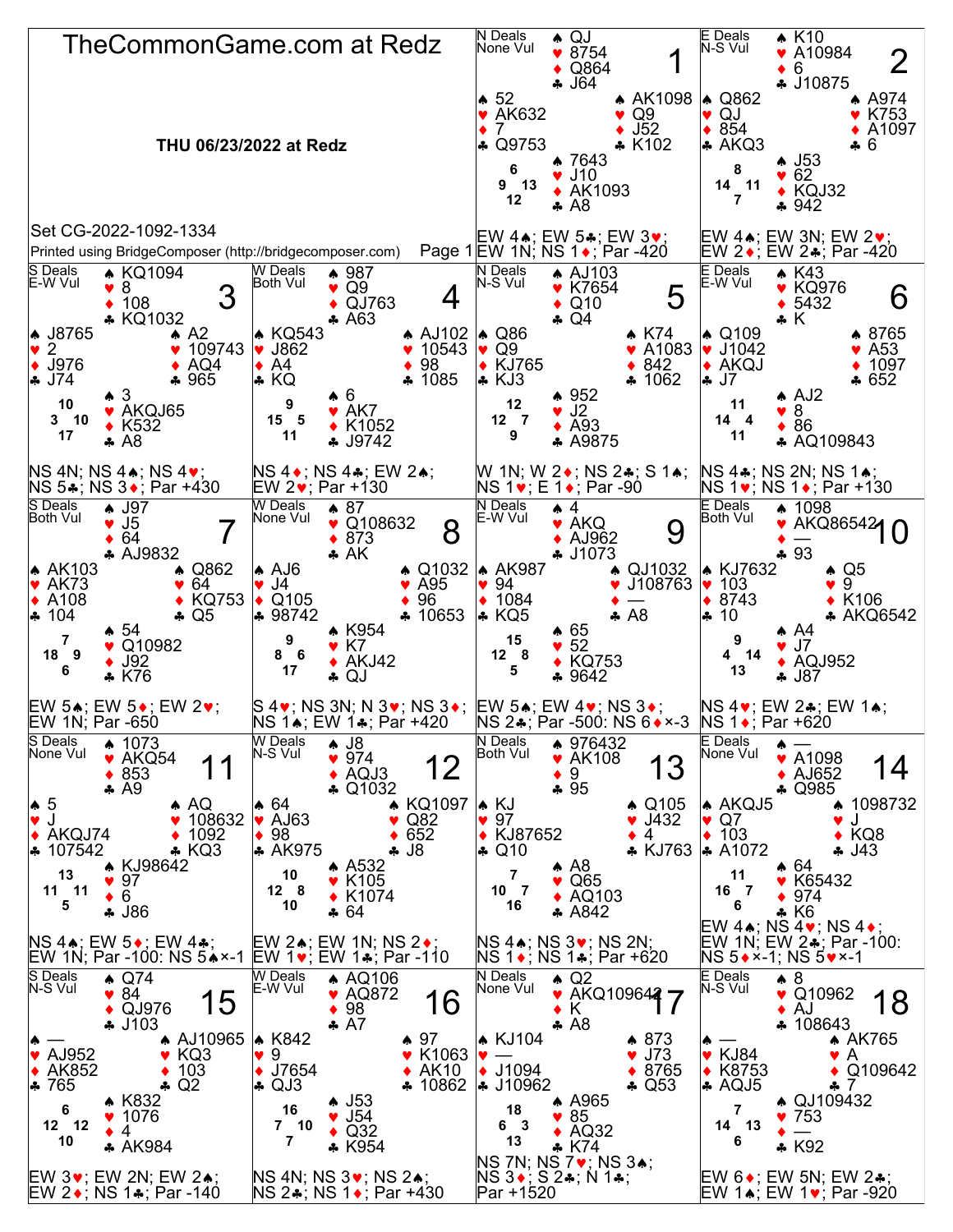# TheCommonGame.com at Redz

**THU 06/23/2022 at Redz**

Set CG-2022-1092-1334

Printed using BridgeComposer (http://bridgecomposer.com)

---

## Board 1
N Deals, None Vul

North: ♠ QJ ♥ 8754 ♦ Q864 ♣ J64
West: ♠ 52 ♥ AK632 ♦ 7 ♣ Q9753
East: ♠ AK1098 ♥ Q9 ♦ J52 ♣ K102
South: ♠ 7643 ♥ J10 ♦ AK1093 ♣ A8

HCP: N 6, W 9, E 13, S 12

EW 4♠; EW 5♣; EW 3♥; EW 1N; NS 1♦; Par -420

## Board 2
E Deals, N-S Vul

North: ♠ K10 ♥ A10984 ♦ 6 ♣ J10875
West: ♠ Q862 ♥ QJ ♦ 854 ♣ AKQ3
East: ♠ A974 ♥ K753 ♦ A1097 ♣ 6
South: ♠ J53 ♥ 62 ♦ KQJ32 ♣ 942

HCP: N 8, W 14, E 11, S 7

EW 4♠; EW 3N; EW 2♥; EW 2♦; EW 2♣; Par -420

## Board 3
S Deals, E-W Vul

North: ♠ KQ1094 ♥ 8 ♦ 108 ♣ KQ1032
West: ♠ J8765 ♥ 2 ♦ J976 ♣ J74
East: ♠ A2 ♥ 109743 ♦ AQ4 ♣ 965
South: ♠ 3 ♥ AKQJ65 ♦ K532 ♣ A8

HCP: N 10, W 3, E 10, S 17

NS 4N; NS 4♠; NS 4♥; NS 5♣; NS 3♦; Par +430

## Board 4
W Deals, Both Vul

North: ♠ 987 ♥ Q9 ♦ QJ763 ♣ A63
West: ♠ KQ543 ♥ J862 ♦ A4 ♣ KQ
East: ♠ AJ102 ♥ 10543 ♦ 98 ♣ 1085
South: ♠ 6 ♥ AK7 ♦ K1052 ♣ J9742

HCP: N 9, W 15, E 5, S 11

NS 4♦; NS 4♣; EW 2♠; EW 2♥; Par +130

## Board 5
N Deals, N-S Vul

North: ♠ AJ103 ♥ K7654 ♦ Q10 ♣ Q4
West: ♠ Q86 ♥ Q9 ♦ KJ765 ♣ KJ3
East: ♠ K74 ♥ A1083 ♦ 842 ♣ 1062
South: ♠ 952 ♥ J2 ♦ A93 ♣ A9875

HCP: N 12, W 12, E 7, S 9

W 1N; W 2♦; NS 2♣; S 1♠; NS 1♥; E 1♦; Par -90

## Board 6
E Deals, E-W Vul

North: ♠ K43 ♥ KQ976 ♦ 5432 ♣ K
West: ♠ Q109 ♥ J1042 ♦ AKQJ ♣ J7
East: ♠ 8765 ♥ A53 ♦ 1097 ♣ 652
South: ♠ AJ2 ♥ 8 ♦ 86 ♣ AQ109843

HCP: N 11, W 14, E 4, S 11

NS 4♣; NS 2N; NS 1♠; NS 1♥; NS 1♦; Par +130

## Board 7
S Deals, Both Vul

North: ♠ J97 ♥ J5 ♦ 64 ♣ AJ9832
West: ♠ AK103 ♥ AK73 ♦ A108 ♣ 104
East: ♠ Q862 ♥ 64 ♦ KQ753 ♣ Q5
South: ♠ 54 ♥ Q10982 ♦ J92 ♣ K76

HCP: N 7, W 18, E 9, S 6

EW 5♠; EW 5♦; EW 2♥; EW 1N; Par -650

## Board 8
W Deals, None Vul

North: ♠ 87 ♥ Q108632 ♦ 873 ♣ AK
West: ♠ AJ6 ♥ J4 ♦ Q105 ♣ 98742
East: ♠ Q1032 ♥ A95 ♦ 96 ♣ 10653
South: ♠ K954 ♥ K7 ♦ AKJ42 ♣ QJ

HCP: N 9, W 8, E 6, S 17

S 4♥; NS 3N; N 3♥; NS 3♦; NS 1♠; EW 1♣; Par +420

## Board 9
N Deals, E-W Vul

North: ♠ 4 ♥ AKQ ♦ AJ962 ♣ J1073
West: ♠ AK987 ♥ 94 ♦ 1084 ♣ KQ5
East: ♠ QJ1032 ♥ J108763 ♦ — ♣ A8
South: ♠ 65 ♥ 52 ♦ KQ753 ♣ 9642

HCP: N 15, W 12, E 8, S 5

EW 5♠; EW 4♥; NS 3♦; NS 2♣; Par -500: NS 6♦×-3

## Board 10
E Deals, Both Vul

North: ♠ 1098 ♥ AKQ86542 ♦ — ♣ 93
West: ♠ KJ7632 ♥ 103 ♦ 8743 ♣ 10
East: ♠ Q5 ♥ 9 ♦ K106 ♣ AKQ6542
South: ♠ A4 ♥ J7 ♦ AQJ952 ♣ J87

HCP: N 9, W 4, E 14, S 13

NS 4♥; EW 2♣; EW 1♠; NS 1♦; Par +620

## Board 11
S Deals, None Vul

North: ♠ 1073 ♥ AKQ54 ♦ 853 ♣ A9
West: ♠ 5 ♥ J ♦ AKQJ74 ♣ 107542
East: ♠ AQ ♥ 108632 ♦ 1092 ♣ KQ3
South: ♠ KJ98642 ♥ 97 ♦ 6 ♣ J86

HCP: N 13, W 11, E 11, S 5

NS 4♠; EW 5♦; EW 4♣; EW 1N; Par -100: NS 5♠×-1

## Board 12
W Deals, N-S Vul

North: ♠ J8 ♥ 974 ♦ AQJ3 ♣ Q1032
West: ♠ 64 ♥ AJ63 ♦ 98 ♣ AK975
East: ♠ KQ1097 ♥ Q82 ♦ 652 ♣ J8
South: ♠ A532 ♥ K105 ♦ K1074 ♣ 64

HCP: N 10, W 12, E 8, S 10

EW 2♠; EW 1N; NS 2♦; EW 1♥; EW 1♣; Par -110

## Board 13
N Deals, Both Vul

North: ♠ 976432 ♥ AK108 ♦ 9 ♣ 95
West: ♠ KJ ♥ 97 ♦ KJ87652 ♣ Q10
East: ♠ Q105 ♥ J432 ♦ 4 ♣ KJ763
South: ♠ A8 ♥ Q65 ♦ AQ103 ♣ A842

HCP: N 7, W 10, E 7, S 16

NS 4♠; NS 3♥; NS 2N; NS 1♦; NS 1♣; Par +620

## Board 14
E Deals, None Vul

North: ♠ — ♥ A1098 ♦ AJ652 ♣ Q985
West: ♠ AKQJ5 ♥ Q7 ♦ 103 ♣ A1072
East: ♠ 1098732 ♥ J ♦ KQ8 ♣ J43
South: ♠ 64 ♥ K65432 ♦ 974 ♣ K6

HCP: N 11, W 16, E 7, S 6

EW 4♠; NS 4♥; NS 4♦; EW 1N; EW 2♣; Par -100: NS 5♦×-1; NS 5♥×-1

## Board 15
S Deals, N-S Vul

North: ♠ Q74 ♥ 84 ♦ QJ976 ♣ J103
West: ♠ — ♥ AJ952 ♦ AK852 ♣ 765
East: ♠ AJ10965 ♥ KQ3 ♦ 103 ♣ Q2
South: ♠ K832 ♥ 1076 ♦ 4 ♣ AK984

HCP: N 6, W 12, E 12, S 10

EW 3♥; EW 2N; EW 2♠; EW 2♦; NS 1♣; Par -140

## Board 16
W Deals, E-W Vul

North: ♠ AQ106 ♥ AQ872 ♦ 98 ♣ A7
West: ♠ K842 ♥ 9 ♦ J7654 ♣ QJ3
East: ♠ 97 ♥ K1063 ♦ AK10 ♣ 10862
South: ♠ J53 ♥ J54 ♦ Q32 ♣ K954

HCP: N 16, W 7, E 10, S 7

NS 4N; NS 3♥; NS 2♠; NS 2♣; NS 1♦; Par +430

## Board 17
N Deals, None Vul

North: ♠ Q2 ♥ AKQ109642 ♦ K ♣ A8
West: ♠ KJ104 ♥ — ♦ J1094 ♣ J10962
East: ♠ 873 ♥ J73 ♦ 8765 ♣ Q53
South: ♠ A965 ♥ 85 ♦ AQ32 ♣ K74

HCP: N 18, W 6, E 3, S 13

NS 7N; NS 7♥; NS 3♠; NS 3♦; S 2♣; N 1♣; Par +1520

## Board 18
E Deals, N-S Vul

North: ♠ 8 ♥ Q10962 ♦ AJ ♣ 108643
West: ♠ — ♥ KJ84 ♦ K8753 ♣ AQJ5
East: ♠ AK765 ♥ A ♦ Q109642 ♣ 7
South: ♠ QJ109432 ♥ 753 ♦ — ♣ K92

HCP: N 7, W 14, E 13, S 6

EW 6♦; EW 5N; EW 2♣; EW 1♠; EW 1♥; Par -920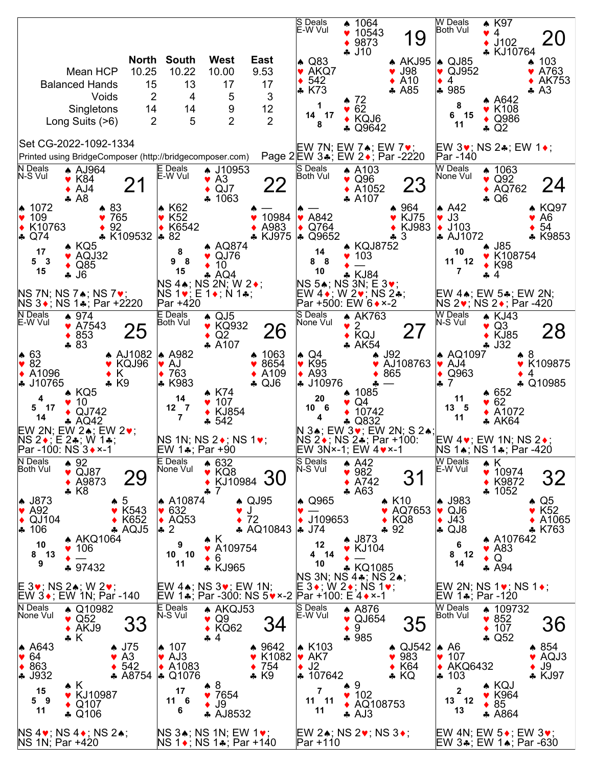| | North | South | West | East |
|---|---|---|---|---|
| Mean HCP | 10.25 | 10.22 | 10.00 | 9.53 |
| Balanced Hands | 15 | 13 | 17 | 17 |
| Voids | 2 | 4 | 5 | 3 |
| Singletons | 14 | 14 | 9 | 12 |
| Long Suits (>6) | 2 | 5 | 2 | 2 |

Set CG-2022-1092-1334

Printed using BridgeComposer (http://bridgecomposer.com)

## Board 19
S Deals, E-W Vul

North: ♠ 1064 ♥ 10543 ♦ 9873 ♣ J10

West: ♠ Q83 ♥ AKQ7 ♦ 542 ♣ K73

East: ♠ AKJ95 ♥ J98 ♦ A10 ♣ A85

South: ♠ 72 ♥ 62 ♦ KQJ6 ♣ Q9642

HCP: N 1, E 17, S 8, W 14

EW 7N; EW 7♠; EW 7♥; EW 3♣; EW 2♦; Par -2220

## Board 20
W Deals, Both Vul

North: ♠ K97 ♥ 4 ♦ J102 ♣ KJ10764

West: ♠ QJ85 ♥ QJ952 ♦ 4 ♣ 985

East: ♠ 103 ♥ A763 ♦ AK753 ♣ A3

South: ♠ A642 ♥ K108 ♦ Q986 ♣ Q2

HCP: N 8, E 15, S 11, W 6

EW 3♥; NS 2♣; EW 1♦; Par -140

## Board 21
N Deals, N-S Vul

North: ♠ AJ964 ♥ K84 ♦ AJ4 ♣ A8

West: ♠ 1072 ♥ 109 ♦ K10763 ♣ Q74

East: ♠ 83 ♥ 765 ♦ 92 ♣ K109532

South: ♠ KQ5 ♥ AQJ32 ♦ Q85 ♣ J6

HCP: N 17, E 3, S 15, W 5

NS 7N; NS 7♠; NS 7♥; NS 3♦; NS 1♣; Par +2220

## Board 22
E Deals, E-W Vul

North: ♠ J10953 ♥ A3 ♦ QJ7 ♣ 1063

West: ♠ K62 ♥ K52 ♦ K6542 ♣ 82

East: ♠ — ♥ 10984 ♦ A983 ♣ KJ975

South: ♠ AQ874 ♥ QJ76 ♦ 10 ♣ AQ4

HCP: N 8, E 8, S 15, W 9

NS 4♠; NS 2N; W 2♦; NS 1♥; E 1♦; N 1♣; Par +420

## Board 23
S Deals, Both Vul

North: ♠ A103 ♥ Q96 ♦ A1052 ♣ A107

West: ♠ — ♥ A842 ♦ Q764 ♣ Q9652

East: ♠ 964 ♥ KJ75 ♦ KJ983 ♣ 3

South: ♠ KQJ8752 ♥ 103 ♦ — ♣ KJ84

HCP: N 14, E 8, S 10, W 8

NS 5♠; NS 3N; E 3♥; EW 4♦; W 2♥; NS 2♣; Par +500: EW 6♦×-2

## Board 24
W Deals, None Vul

North: ♠ 1063 ♥ Q92 ♦ AQ762 ♣ Q6

West: ♠ A42 ♥ J3 ♦ J103 ♣ AJ1072

East: ♠ KQ97 ♥ A6 ♦ 54 ♣ K9853

South: ♠ J85 ♥ K108754 ♦ K98 ♣ 4

HCP: N 10, E 12, S 7, W 11

EW 4♠; EW 5♣; EW 2N; NS 2♥; NS 2♦; Par -420

## Board 25
N Deals, E-W Vul

North: ♠ 974 ♥ A7543 ♦ 853 ♣ 83

West: ♠ 63 ♥ 82 ♦ A1096 ♣ J10765

East: ♠ AJ1082 ♥ KQJ96 ♦ K ♣ K9

South: ♠ KQ5 ♥ 10 ♦ QJ742 ♣ AQ42

HCP: N 4, E 17, S 14, W 5

EW 2N; EW 2♠; EW 2♥; NS 2♦; E 2♣; W 1♣; Par -100: NS 3♦×-1

## Board 26
E Deals, Both Vul

North: ♠ QJ5 ♥ KQ932 ♦ Q2 ♣ A107

West: ♠ A982 ♥ AJ ♦ 763 ♣ K983

East: ♠ 1063 ♥ 8654 ♦ A109 ♣ QJ6

South: ♠ K74 ♥ 107 ♦ KJ854 ♣ 542

HCP: N 14, E 7, S 7, W 12

NS 1N; NS 2♦; NS 1♥; EW 1♣; Par +90

## Board 27
S Deals, None Vul

North: ♠ AK763 ♥ 2 ♦ KQJ ♣ AK54

West: ♠ Q4 ♥ K95 ♦ A93 ♣ J10976

East: ♠ J92 ♥ AJ108763 ♦ 865 ♣ —

South: ♠ 1085 ♥ Q4 ♦ 10742 ♣ Q832

HCP: N 20, E 6, S 4, W 10

N 3♠; EW 3♥; EW 2N; S 2♠; NS 2♦; NS 2♣; Par +100: EW 3N×-1; EW 4♥×-1

## Board 28
W Deals, N-S Vul

North: ♠ KJ43 ♥ Q3 ♦ KJ85 ♣ J32

West: ♠ AQ1097 ♥ AJ4 ♦ Q963 ♣ 7

East: ♠ 8 ♥ K109875 ♦ 4 ♣ Q10985

South: ♠ 652 ♥ 62 ♦ A1072 ♣ AK64

HCP: N 11, E 5, S 11, W 13

EW 4♥; EW 1N; NS 2♦; NS 1♠; NS 1♣; Par -420

## Board 29
N Deals, Both Vul

North: ♠ 92 ♥ QJ87 ♦ A9873 ♣ K8

West: ♠ J873 ♥ A92 ♦ QJ104 ♣ 106

East: ♠ 5 ♥ K543 ♦ K652 ♣ AQJ5

South: ♠ AKQ1064 ♥ 106 ♦ — ♣ 97432

HCP: N 10, E 13, S 9, W 8

E 3♥; NS 2♠; W 2♥; EW 3♦; EW 1N; Par -140

## Board 30
E Deals, None Vul

North: ♠ 632 ♥ KQ8 ♦ KJ10984 ♣ 7

West: ♠ A10874 ♥ 632 ♦ AQ53 ♣ 2

East: ♠ QJ95 ♥ J ♦ 72 ♣ AQ10843

South: ♠ K ♥ A109754 ♦ 6 ♣ KJ965

HCP: N 9, E 10, S 11, W 10

EW 4♠; NS 3♥; EW 1N; EW 1♣; Par -300: NS 5♥×-2

## Board 31
S Deals, N-S Vul

North: ♠ A42 ♥ 982 ♦ A742 ♣ A63

West: ♠ Q965 ♥ — ♦ J109653 ♣ J74

East: ♠ K10 ♥ AQ7653 ♦ KQ8 ♣ 92

South: ♠ J873 ♥ KJ104 ♦ — ♣ KQ1085

HCP: N 12, E 14, S 10, W 4

NS 3N; NS 4♣; NS 2♠; E 3♦; W 2♦; NS 1♥; Par +100: E 4♦×-1

## Board 32
W Deals, E-W Vul

North: ♠ K ♥ 10974 ♦ K9872 ♣ 1052

West: ♠ J983 ♥ QJ6 ♦ J43 ♣ QJ8

East: ♠ Q5 ♥ K52 ♦ A1065 ♣ K763

South: ♠ A107642 ♥ A83 ♦ Q ♣ A94

HCP: N 6, E 12, S 14, W 8

EW 2N; NS 1♥; NS 1♦; EW 1♣; Par -120

## Board 33
N Deals, None Vul

North: ♠ Q10982 ♥ Q52 ♦ AKJ9 ♣ K

West: ♠ A643 ♥ 64 ♦ 863 ♣ J932

East: ♠ J75 ♥ A3 ♦ 542 ♣ A8754

South: ♠ K ♥ KJ10987 ♦ Q107 ♣ Q106

HCP: N 15, E 9, S 11, W 5

NS 4♥; NS 4♦; NS 2♠; NS 1N; Par +420

## Board 34
E Deals, N-S Vul

North: ♠ AKQJ53 ♥ Q9 ♦ KQ62 ♣ 4

West: ♠ 107 ♥ AJ3 ♦ A1083 ♣ Q1076

East: ♠ 9642 ♥ K1082 ♦ 754 ♣ K9

South: ♠ 8 ♥ 7654 ♦ J9 ♣ AJ8532

HCP: N 17, E 6, S 6, W 11

NS 3♠; NS 1N; EW 1♥; NS 1♦; NS 1♣; Par +140

## Board 35
S Deals, E-W Vul

North: ♠ A876 ♥ QJ654 ♦ 9 ♣ 985

West: ♠ K103 ♥ AK7 ♦ J2 ♣ 107642

East: ♠ QJ542 ♥ 983 ♦ K64 ♣ KQ

South: ♠ 9 ♥ 102 ♦ AQ108753 ♣ AJ3

HCP: N 7, E 11, S 11, W 11

EW 2♠; NS 2♥; NS 3♦; Par +110

## Board 36
W Deals, Both Vul

North: ♠ 109732 ♥ 852 ♦ 107 ♣ Q52

West: ♠ A6 ♥ 107 ♦ AKQ6432 ♣ 103

East: ♠ 854 ♥ AQJ3 ♦ J9 ♣ KJ97

South: ♠ KQJ ♥ K964 ♦ 85 ♣ A864

HCP: N 2, E 12, S 13, W 13

EW 4N; EW 5♦; EW 3♥; EW 3♣; EW 1♠; Par -630